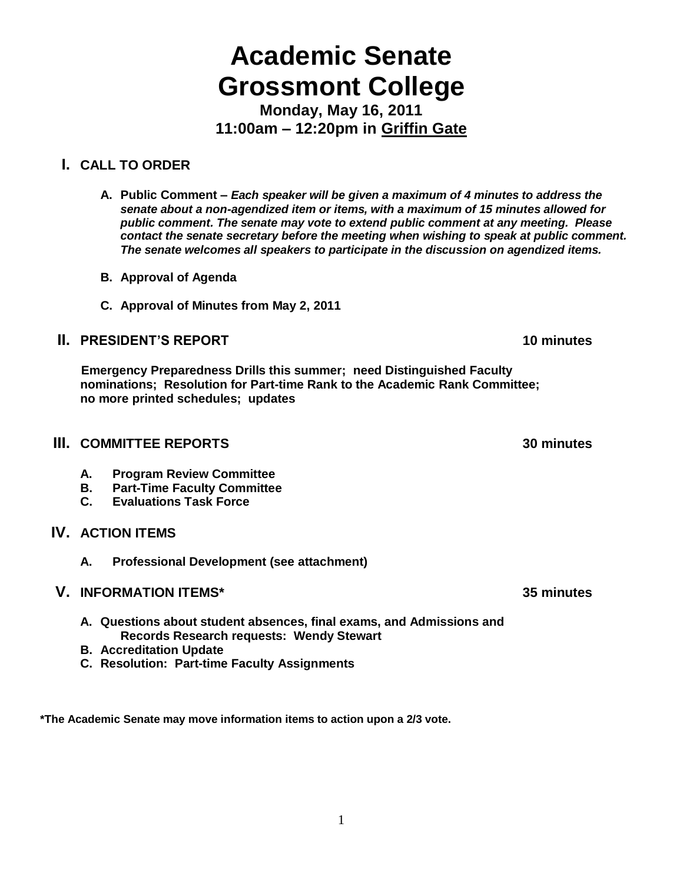# Academic Senate
# Grossmont College

**Monday, May 16, 2011**
**11:00am – 12:20pm in Griffin Gate**

## I. CALL TO ORDER

A. **Public Comment –** ***Each speaker will be given a maximum of 4 minutes to address the senate about a non-agendized item or items, with a maximum of 15 minutes allowed for public comment. The senate may vote to extend public comment at any meeting. Please contact the senate secretary before the meeting when wishing to speak at public comment. The senate welcomes all speakers to participate in the discussion on agendized items.***

B. **Approval of Agenda**

C. **Approval of Minutes from May 2, 2011**

## II. PRESIDENT'S REPORT — 10 minutes

**Emergency Preparedness Drills this summer; need Distinguished Faculty nominations; Resolution for Part-time Rank to the Academic Rank Committee; no more printed schedules; updates**

## III. COMMITTEE REPORTS — 30 minutes

A. **Program Review Committee**
B. **Part-Time Faculty Committee**
C. **Evaluations Task Force**

## IV. ACTION ITEMS

A. **Professional Development (see attachment)**

## V. INFORMATION ITEMS* — 35 minutes

A. **Questions about student absences, final exams, and Admissions and Records Research requests: Wendy Stewart**
B. **Accreditation Update**
C. **Resolution: Part-time Faculty Assignments**

**\*The Academic Senate may move information items to action upon a 2/3 vote.**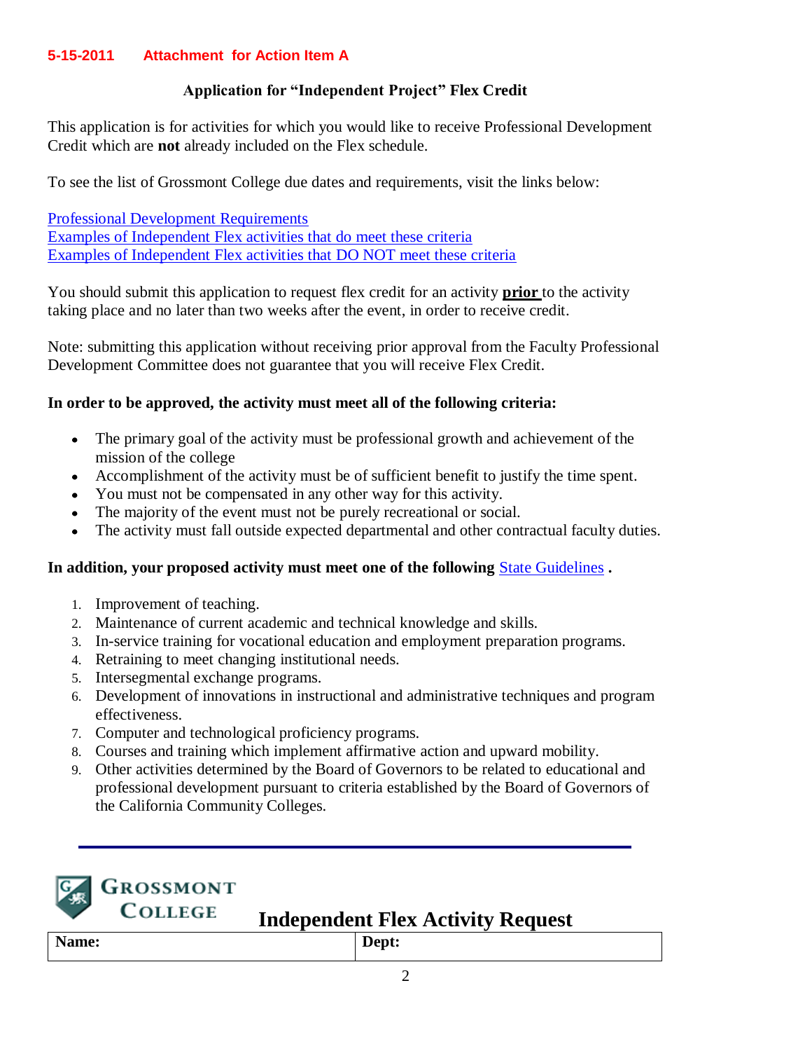**5-15-2011 Attachment for Action Item A**

## Application for "Independent Project" Flex Credit

This application is for activities for which you would like to receive Professional Development Credit which are **not** already included on the Flex schedule.

To see the list of Grossmont College due dates and requirements, visit the links below:

Professional Development Requirements
Examples of Independent Flex activities that do meet these criteria
Examples of Independent Flex activities that DO NOT meet these criteria

You should submit this application to request flex credit for an activity **prior** to the activity taking place and no later than two weeks after the event, in order to receive credit.

Note: submitting this application without receiving prior approval from the Faculty Professional Development Committee does not guarantee that you will receive Flex Credit.

**In order to be approved, the activity must meet all of the following criteria:**

- The primary goal of the activity must be professional growth and achievement of the mission of the college
- Accomplishment of the activity must be of sufficient benefit to justify the time spent.
- You must not be compensated in any other way for this activity.
- The majority of the event must not be purely recreational or social.
- The activity must fall outside expected departmental and other contractual faculty duties.

**In addition, your proposed activity must meet one of the following** State Guidelines **.**

1. Improvement of teaching.
2. Maintenance of current academic and technical knowledge and skills.
3. In-service training for vocational education and employment preparation programs.
4. Retraining to meet changing institutional needs.
5. Intersegmental exchange programs.
6. Development of innovations in instructional and administrative techniques and program effectiveness.
7. Computer and technological proficiency programs.
8. Courses and training which implement affirmative action and upward mobility.
9. Other activities determined by the Board of Governors to be related to educational and professional development pursuant to criteria established by the Board of Governors of the California Community Colleges.

---

GROSSMONT COLLEGE

## Independent Flex Activity Request

| Name: | Dept: |
|---|---|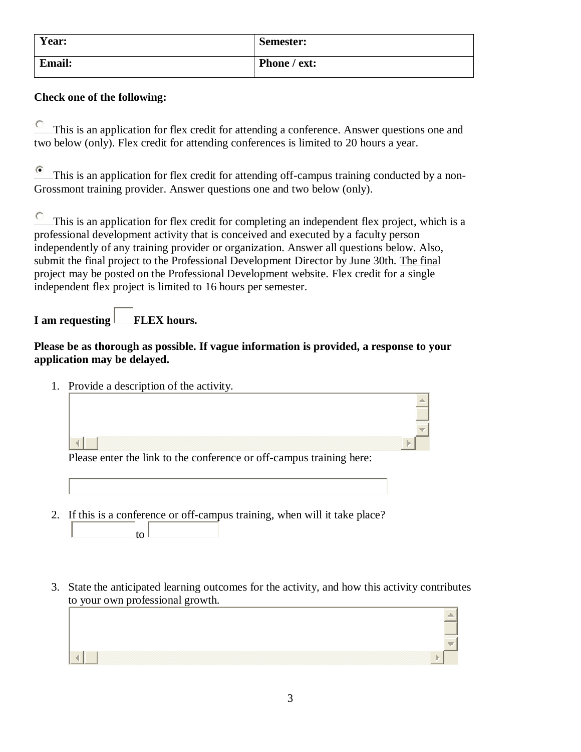| Year: | Semester: |
| --- | --- |
| Email: | Phone / ext: |

**Check one of the following:**

○ This is an application for flex credit for attending a conference. Answer questions one and two below (only). Flex credit for attending conferences is limited to 20 hours a year.

◉ This is an application for flex credit for attending off-campus training conducted by a non-Grossmont training provider. Answer questions one and two below (only).

○ This is an application for flex credit for completing an independent flex project, which is a professional development activity that is conceived and executed by a faculty person independently of any training provider or organization. Answer all questions below. Also, submit the final project to the Professional Development Director by June 30th. The final project may be posted on the Professional Development website. Flex credit for a single independent flex project is limited to 16 hours per semester.

**I am requesting ______ FLEX hours.**

**Please be as thorough as possible. If vague information is provided, a response to your application may be delayed.**

1. Provide a description of the activity.

   Please enter the link to the conference or off-campus training here:

2. If this is a conference or off-campus training, when will it take place?
   ______ to ______

3. State the anticipated learning outcomes for the activity, and how this activity contributes to your own professional growth.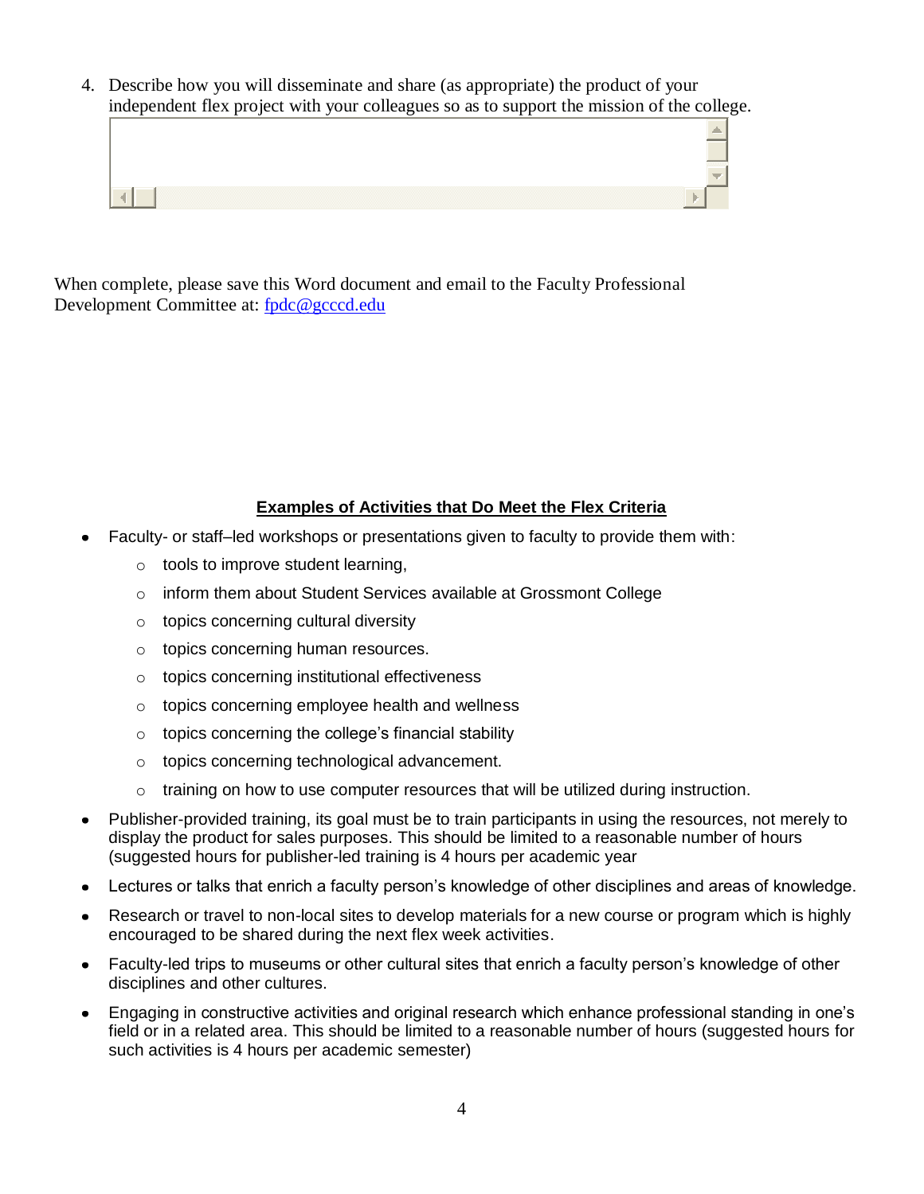4. Describe how you will disseminate and share (as appropriate) the product of your independent flex project with your colleagues so as to support the mission of the college.

When complete, please save this Word document and email to the Faculty Professional Development Committee at: fpdc@gcccd.edu

**Examples of Activities that Do Meet the Flex Criteria**

- Faculty- or staff–led workshops or presentations given to faculty to provide them with:
  - tools to improve student learning,
  - inform them about Student Services available at Grossmont College
  - topics concerning cultural diversity
  - topics concerning human resources.
  - topics concerning institutional effectiveness
  - topics concerning employee health and wellness
  - topics concerning the college's financial stability
  - topics concerning technological advancement.
  - training on how to use computer resources that will be utilized during instruction.
- Publisher-provided training, its goal must be to train participants in using the resources, not merely to display the product for sales purposes. This should be limited to a reasonable number of hours (suggested hours for publisher-led training is 4 hours per academic year
- Lectures or talks that enrich a faculty person's knowledge of other disciplines and areas of knowledge.
- Research or travel to non-local sites to develop materials for a new course or program which is highly encouraged to be shared during the next flex week activities.
- Faculty-led trips to museums or other cultural sites that enrich a faculty person's knowledge of other disciplines and other cultures.
- Engaging in constructive activities and original research which enhance professional standing in one's field or in a related area. This should be limited to a reasonable number of hours (suggested hours for such activities is 4 hours per academic semester)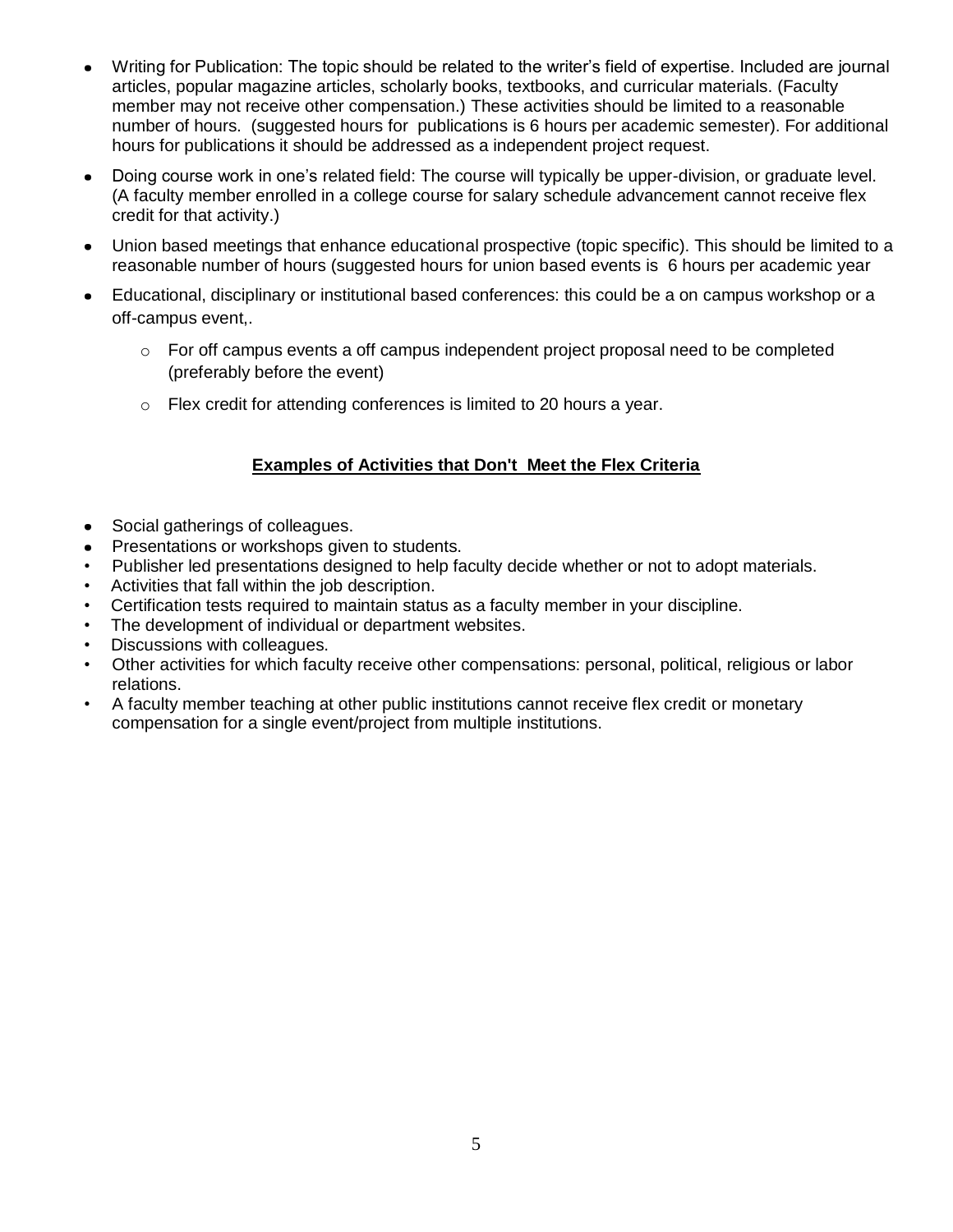- Writing for Publication: The topic should be related to the writer's field of expertise. Included are journal articles, popular magazine articles, scholarly books, textbooks, and curricular materials. (Faculty member may not receive other compensation.) These activities should be limited to a reasonable number of hours. (suggested hours for publications is 6 hours per academic semester). For additional hours for publications it should be addressed as a independent project request.
- Doing course work in one's related field: The course will typically be upper-division, or graduate level. (A faculty member enrolled in a college course for salary schedule advancement cannot receive flex credit for that activity.)
- Union based meetings that enhance educational prospective (topic specific). This should be limited to a reasonable number of hours (suggested hours for union based events is 6 hours per academic year
- Educational, disciplinary or institutional based conferences: this could be a on campus workshop or a off-campus event,.
  - For off campus events a off campus independent project proposal need to be completed (preferably before the event)
  - Flex credit for attending conferences is limited to 20 hours a year.

**<u>Examples of Activities that Don't Meet the Flex Criteria</u>**

- Social gatherings of colleagues.
- Presentations or workshops given to students.
- Publisher led presentations designed to help faculty decide whether or not to adopt materials.
- Activities that fall within the job description.
- Certification tests required to maintain status as a faculty member in your discipline.
- The development of individual or department websites.
- Discussions with colleagues.
- Other activities for which faculty receive other compensations: personal, political, religious or labor relations.
- A faculty member teaching at other public institutions cannot receive flex credit or monetary compensation for a single event/project from multiple institutions.